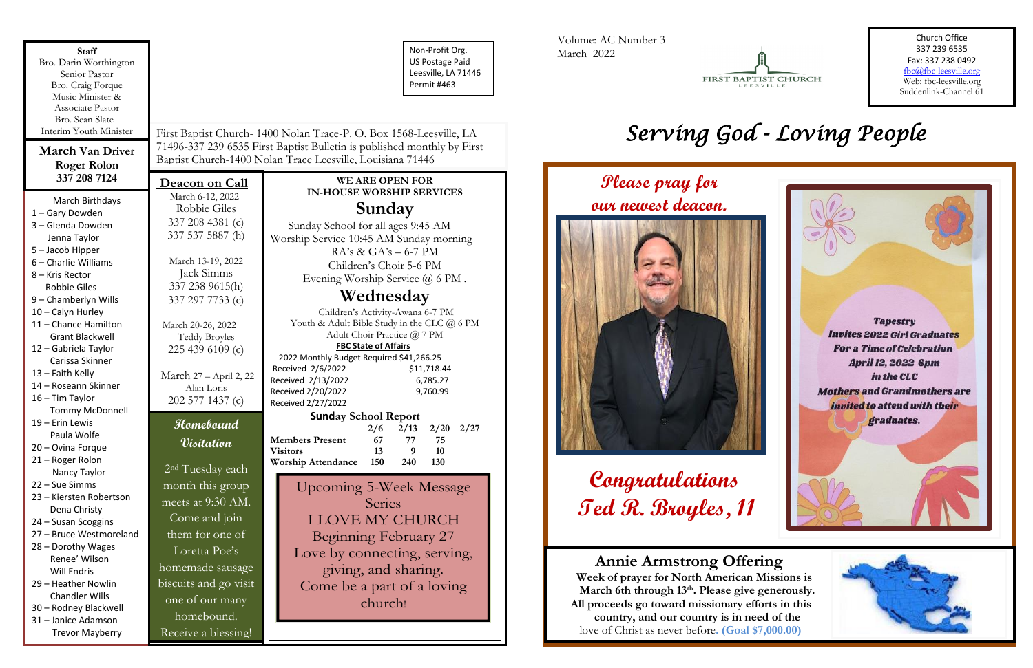**Staff**
Bro. Darin Worthington
Senior Pastor
Bro. Craig Forque
Music Minister &
Associate Pastor
Bro. Sean Slate
Interim Youth Minister

**March Van Driver**
**Roger Rolon**
**337 208 7124**

March Birthdays
1 – Gary Dowden
3 – Glenda Dowden
Jenna Taylor
5 – Jacob Hipper
6 – Charlie Williams
8 – Kris Rector
Robbie Giles
9 – Chamberlyn Wills
10 – Calyn Hurley
11 – Chance Hamilton
Grant Blackwell
12 – Gabriela Taylor
Carissa Skinner
13 – Faith Kelly
14 – Roseann Skinner
16 – Tim Taylor
Tommy McDonnell
19 – Erin Lewis
Paula Wolfe
20 – Ovina Forque
21 – Roger Rolon
Nancy Taylor
22 – Sue Simms
23 – Kiersten Robertson
Dena Christy
24 – Susan Scoggins
27 – Bruce Westmoreland
28 – Dorothy Wages
Renee' Wilson
Will Endris
29 – Heather Nowlin
Chandler Wills
30 – Rodney Blackwell
31 – Janice Adamson
Trevor Mayberry

Non-Profit Org.
US Postage Paid
Leesville, LA 71446
Permit #463

First Baptist Church- 1400 Nolan Trace-P. O. Box 1568-Leesville, LA 71496-337 239 6535 First Baptist Bulletin is published monthly by First Baptist Church-1400 Nolan Trace Leesville, Louisiana 71446

## Deacon on Call

March 6-12, 2022
Robbie Giles
337 208 4381 (c)
337 537 5887 (h)

March 13-19, 2022
Jack Simms
337 238 9615(h)
337 297 7733 (c)

March 20-26, 2022
Teddy Broyles
225 439 6109 (c)

March 27 – April 2, 22
Alan Loris
202 577 1437 (c)

## Homebound Visitation

2nd Tuesday each month this group meets at 9:30 AM. Come and join them for one of Loretta Poe's homemade sausage biscuits and go visit one of our many homebound. Receive a blessing!

**WE ARE OPEN FOR IN-HOUSE WORSHIP SERVICES**

## Sunday

Sunday School for all ages 9:45 AM
Worship Service 10:45 AM Sunday morning
RA's & GA's – 6-7 PM
Children's Choir 5-6 PM
Evening Worship Service @ 6 PM .

## Wednesday

Children's Activity-Awana 6-7 PM
Youth & Adult Bible Study in the CLC @ 6 PM
Adult Choir Practice @ 7 PM

**FBC State of Affairs**

| | |
|---|---|
| 2022 Monthly Budget Required | $41,266.25 |
| Received 2/6/2022 | $11,718.44 |
| Received 2/13/2022 | 6,785.27 |
| Received 2/20/2022 | 9,760.99 |
| Received 2/27/2022 | |

**Sunday School Report**

| | 2/6 | 2/13 | 2/20 | 2/27 |
|---|---|---|---|---|
| **Members Present** | 67 | 77 | 75 | |
| **Visitors** | 13 | 9 | 10 | |
| **Worship Attendance** | 150 | 240 | 130 | |

Upcoming 5-Week Message Series
I LOVE MY CHURCH
Beginning February 27
Love by connecting, serving, giving, and sharing.
Come be a part of a loving church!

Volume: AC Number 3
March 2022

FIRST BAPTIST CHURCH
LEESVILLE

Church Office
337 239 6535
Fax: 337 238 0492
fbc@fbc-leesville.org
Web: fbc-leesville.org
Suddenlink-Channel 61

# *Serving God - Loving People*

**Please pray for our newest deacon.**

**Congratulations Ted R. Broyles, II**

**Tapestry**
**Invites 2022 Girl Graduates**
**For a Time of Celebration**
**April 12, 2022 6pm**
**in the CLC**
**Mothers and Grandmothers are invited to attend with their graduates.**

## Annie Armstrong Offering

**Week of prayer for North American Missions is March 6th through 13th. Please give generously. All proceeds go toward missionary efforts in this country, and our country is in need of the** love of Christ as never before. **(Goal $7,000.00)**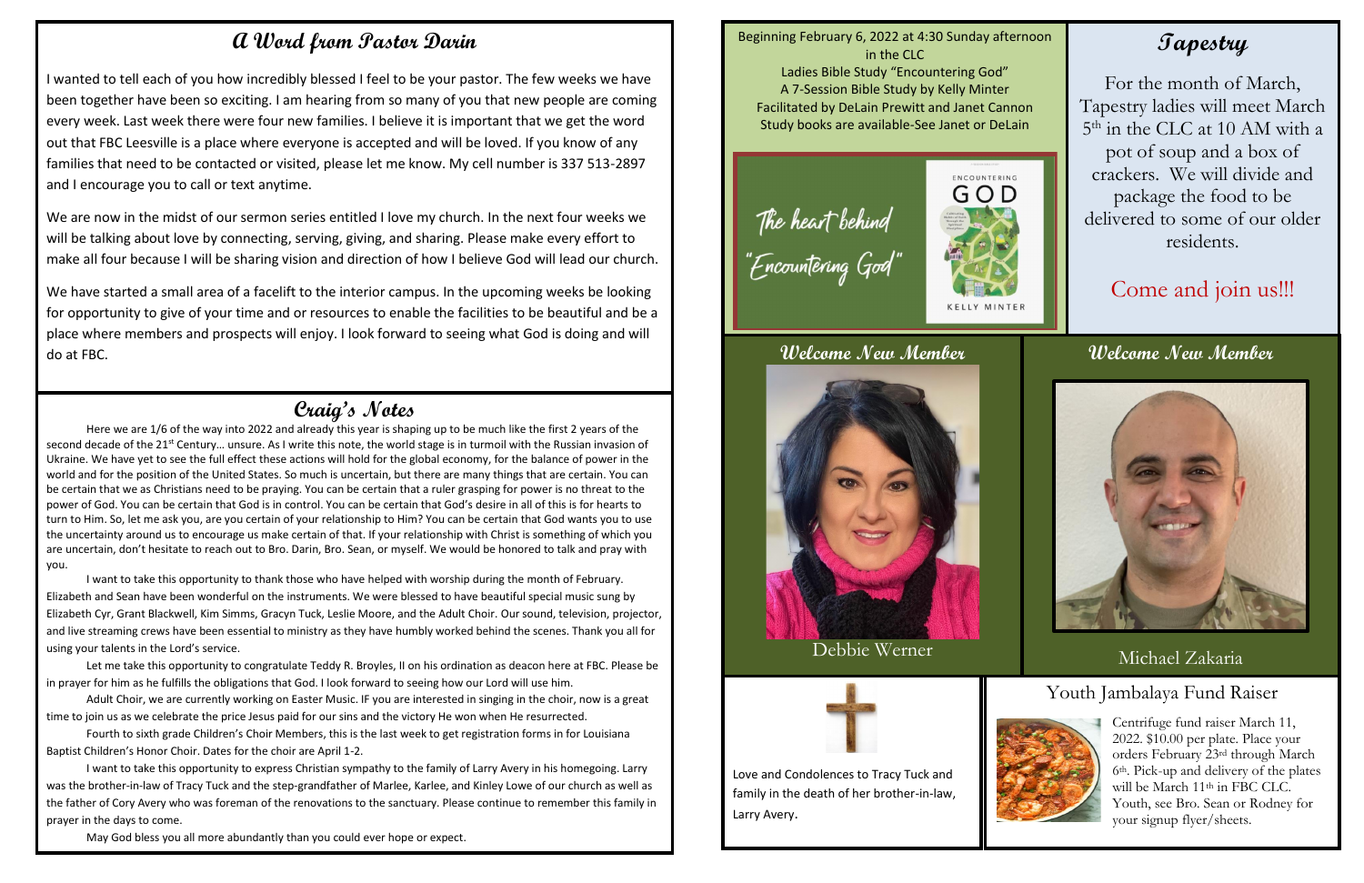## A Word from Pastor Darin

I wanted to tell each of you how incredibly blessed I feel to be your pastor. The few weeks we have been together have been so exciting. I am hearing from so many of you that new people are coming every week. Last week there were four new families. I believe it is important that we get the word out that FBC Leesville is a place where everyone is accepted and will be loved. If you know of any families that need to be contacted or visited, please let me know. My cell number is 337 513-2897 and I encourage you to call or text anytime.

We are now in the midst of our sermon series entitled I love my church. In the next four weeks we will be talking about love by connecting, serving, giving, and sharing. Please make every effort to make all four because I will be sharing vision and direction of how I believe God will lead our church.

We have started a small area of a facelift to the interior campus. In the upcoming weeks be looking for opportunity to give of your time and or resources to enable the facilities to be beautiful and be a place where members and prospects will enjoy. I look forward to seeing what God is doing and will do at FBC.

## Craig's Notes

Here we are 1/6 of the way into 2022 and already this year is shaping up to be much like the first 2 years of the second decade of the 21st Century… unsure. As I write this note, the world stage is in turmoil with the Russian invasion of Ukraine. We have yet to see the full effect these actions will hold for the global economy, for the balance of power in the world and for the position of the United States. So much is uncertain, but there are many things that are certain. You can be certain that we as Christians need to be praying. You can be certain that a ruler grasping for power is no threat to the power of God. You can be certain that God is in control. You can be certain that God's desire in all of this is for hearts to turn to Him. So, let me ask you, are you certain of your relationship to Him? You can be certain that God wants you to use the uncertainty around us to encourage us make certain of that. If your relationship with Christ is something of which you are uncertain, don't hesitate to reach out to Bro. Darin, Bro. Sean, or myself. We would be honored to talk and pray with you.

I want to take this opportunity to thank those who have helped with worship during the month of February. Elizabeth and Sean have been wonderful on the instruments. We were blessed to have beautiful special music sung by Elizabeth Cyr, Grant Blackwell, Kim Simms, Gracyn Tuck, Leslie Moore, and the Adult Choir. Our sound, television, projector, and live streaming crews have been essential to ministry as they have humbly worked behind the scenes. Thank you all for using your talents in the Lord's service.

Let me take this opportunity to congratulate Teddy R. Broyles, II on his ordination as deacon here at FBC. Please be in prayer for him as he fulfills the obligations that God. I look forward to seeing how our Lord will use him.

Adult Choir, we are currently working on Easter Music. IF you are interested in singing in the choir, now is a great time to join us as we celebrate the price Jesus paid for our sins and the victory He won when He resurrected.

Fourth to sixth grade Children's Choir Members, this is the last week to get registration forms in for Louisiana Baptist Children's Honor Choir. Dates for the choir are April 1-2.

I want to take this opportunity to express Christian sympathy to the family of Larry Avery in his homegoing. Larry was the brother-in-law of Tracy Tuck and the step-grandfather of Marlee, Karlee, and Kinley Lowe of our church as well as the father of Cory Avery who was foreman of the renovations to the sanctuary. Please continue to remember this family in prayer in the days to come.

May God bless you all more abundantly than you could ever hope or expect.

Beginning February 6, 2022 at 4:30 Sunday afternoon in the CLC
Ladies Bible Study "Encountering God"
A 7-Session Bible Study by Kelly Minter
Facilitated by DeLain Prewitt and Janet Cannon
Study books are available-See Janet or DeLain

The heart behind "Encountering God"

ENCOUNTERING GOD
KELLY MINTER

## Tapestry

For the month of March, Tapestry ladies will meet March 5th in the CLC at 10 AM with a pot of soup and a box of crackers. We will divide and package the food to be delivered to some of our older residents.

Come and join us!!!

## Welcome New Member

Debbie Werner

## Welcome New Member

Michael Zakaria

Love and Condolences to Tracy Tuck and family in the death of her brother-in-law, Larry Avery.

## Youth Jambalaya Fund Raiser

Centrifuge fund raiser March 11, 2022. $10.00 per plate. Place your orders February 23rd through March 6th. Pick-up and delivery of the plates will be March 11th in FBC CLC. Youth, see Bro. Sean or Rodney for your signup flyer/sheets.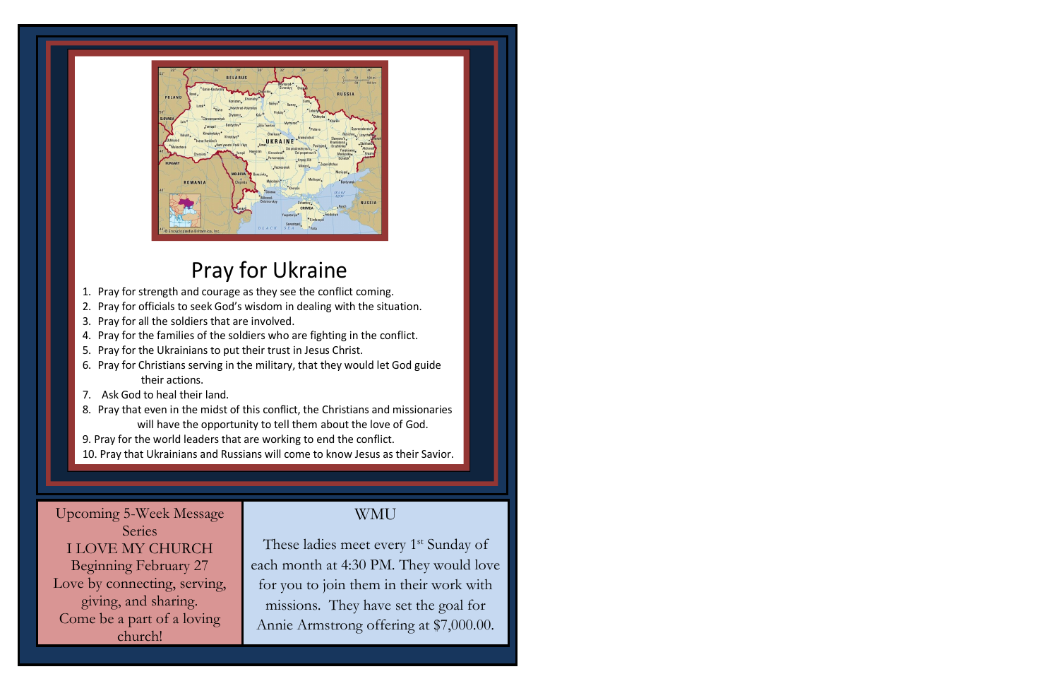# Pray for Ukraine

1. Pray for strength and courage as they see the conflict coming.
2. Pray for officials to seek God's wisdom in dealing with the situation.
3. Pray for all the soldiers that are involved.
4. Pray for the families of the soldiers who are fighting in the conflict.
5. Pray for the Ukrainians to put their trust in Jesus Christ.
6. Pray for Christians serving in the military, that they would let God guide their actions.
7. Ask God to heal their land.
8. Pray that even in the midst of this conflict, the Christians and missionaries will have the opportunity to tell them about the love of God.
9. Pray for the world leaders that are working to end the conflict.
10. Pray that Ukrainians and Russians will come to know Jesus as their Savior.

Upcoming 5-Week Message Series

I LOVE MY CHURCH

Beginning February 27

Love by connecting, serving, giving, and sharing.

Come be a part of a loving church!

## WMU

These ladies meet every 1st Sunday of each month at 4:30 PM. They would love for you to join them in their work with missions. They have set the goal for Annie Armstrong offering at $7,000.00.